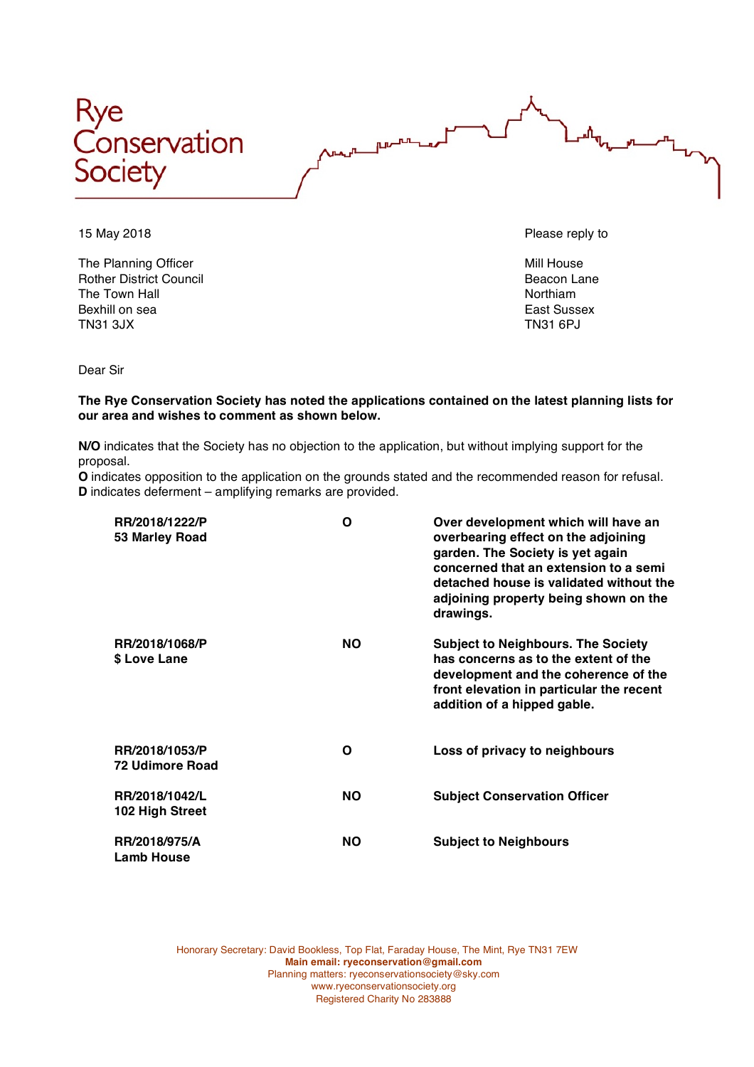# Rye Conservation Society

15 May 2018

The Planning Officer
Rother District Council
The Town Hall
Bexhill on sea
TN31 3JX

Please reply to

Mill House
Beacon Lane
Northiam
East Sussex
TN31 6PJ

Dear Sir

**The Rye Conservation Society has noted the applications contained on the latest planning lists for our area and wishes to comment as shown below.**

**N/O** indicates that the Society has no objection to the application, but without implying support for the proposal.
**O** indicates opposition to the application on the grounds stated and the recommended reason for refusal.
**D** indicates deferment – amplifying remarks are provided.

| | | |
|---|---|---|
| **RR/2018/1222/P**<br>**53 Marley Road** | **O** | **Over development which will have an overbearing effect on the adjoining garden. The Society is yet again concerned that an extension to a semi detached house is validated without the adjoining property being shown on the drawings.** |
| **RR/2018/1068/P**<br>**$ Love Lane** | **NO** | **Subject to Neighbours. The Society has concerns as to the extent of the development and the coherence of the front elevation in particular the recent addition of a hipped gable.** |
| **RR/2018/1053/P**<br>**72 Udimore Road** | **O** | **Loss of privacy to neighbours** |
| **RR/2018/1042/L**<br>**102 High Street** | **NO** | **Subject Conservation Officer** |
| **RR/2018/975/A**<br>**Lamb House** | **NO** | **Subject to Neighbours** |

Honorary Secretary: David Bookless, Top Flat, Faraday House, The Mint, Rye TN31 7EW
**Main email: ryeconservation@gmail.com**
Planning matters: ryeconservationsociety@sky.com
www.ryeconservationsociety.org
Registered Charity No 283888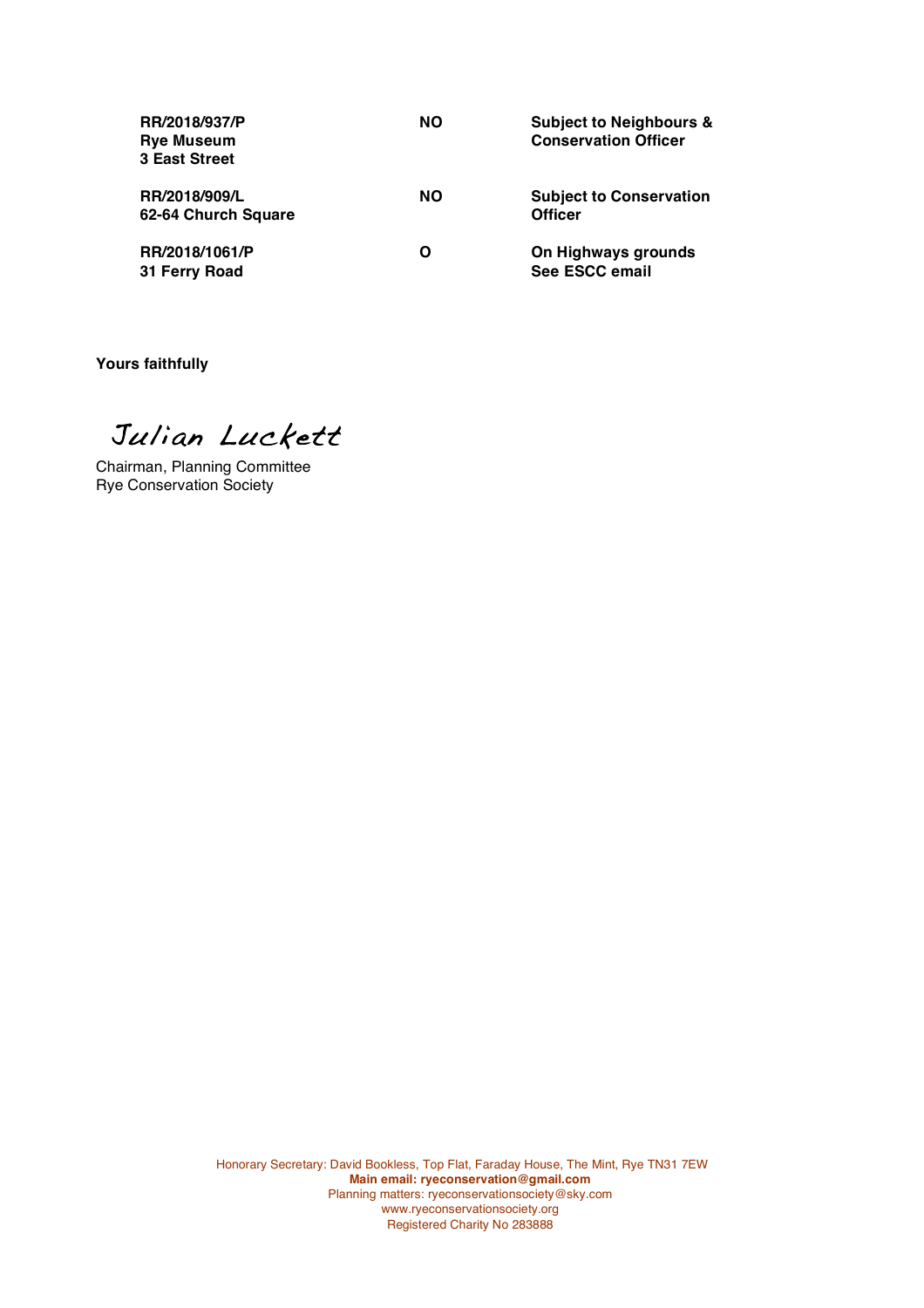| | | |
|---|---|---|
| **RR/2018/937/P**<br>**Rye Museum**<br>**3 East Street** | **NO** | **Subject to Neighbours & Conservation Officer** |
| **RR/2018/909/L**<br>**62-64 Church Square** | **NO** | **Subject to Conservation Officer** |
| **RR/2018/1061/P**<br>**31 Ferry Road** | **O** | **On Highways grounds**<br>**See ESCC email** |

**Yours faithfully**

Julian Luckett

Chairman, Planning Committee
Rye Conservation Society

Honorary Secretary: David Bookless, Top Flat, Faraday House, The Mint, Rye TN31 7EW
**Main email: ryeconservation@gmail.com**
Planning matters: ryeconservationsociety@sky.com
www.ryeconservationsociety.org
Registered Charity No 283888